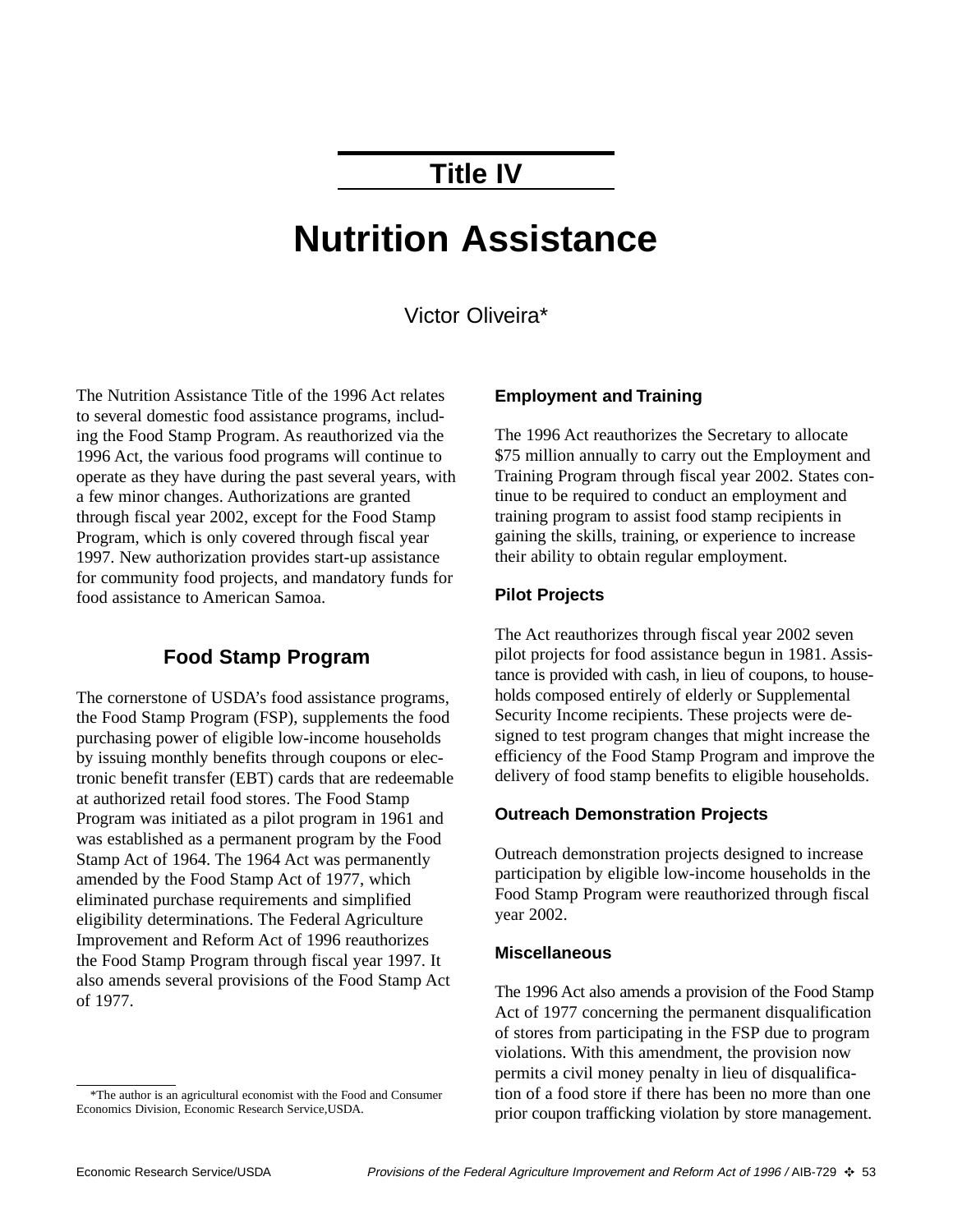## Title IV

# Nutrition Assistance

Victor Oliveira*

The Nutrition Assistance Title of the 1996 Act relates to several domestic food assistance programs, including the Food Stamp Program. As reauthorized via the 1996 Act, the various food programs will continue to operate as they have during the past several years, with a few minor changes. Authorizations are granted through fiscal year 2002, except for the Food Stamp Program, which is only covered through fiscal year 1997. New authorization provides start-up assistance for community food projects, and mandatory funds for food assistance to American Samoa.

## Food Stamp Program

The cornerstone of USDA's food assistance programs, the Food Stamp Program (FSP), supplements the food purchasing power of eligible low-income households by issuing monthly benefits through coupons or electronic benefit transfer (EBT) cards that are redeemable at authorized retail food stores. The Food Stamp Program was initiated as a pilot program in 1961 and was established as a permanent program by the Food Stamp Act of 1964. The 1964 Act was permanently amended by the Food Stamp Act of 1977, which eliminated purchase requirements and simplified eligibility determinations. The Federal Agriculture Improvement and Reform Act of 1996 reauthorizes the Food Stamp Program through fiscal year 1997. It also amends several provisions of the Food Stamp Act of 1977.

### Employment and Training

The 1996 Act reauthorizes the Secretary to allocate $75 million annually to carry out the Employment and Training Program through fiscal year 2002. States continue to be required to conduct an employment and training program to assist food stamp recipients in gaining the skills, training, or experience to increase their ability to obtain regular employment.

### Pilot Projects

The Act reauthorizes through fiscal year 2002 seven pilot projects for food assistance begun in 1981. Assistance is provided with cash, in lieu of coupons, to households composed entirely of elderly or Supplemental Security Income recipients. These projects were designed to test program changes that might increase the efficiency of the Food Stamp Program and improve the delivery of food stamp benefits to eligible households.

### Outreach Demonstration Projects

Outreach demonstration projects designed to increase participation by eligible low-income households in the Food Stamp Program were reauthorized through fiscal year 2002.

### Miscellaneous

The 1996 Act also amends a provision of the Food Stamp Act of 1977 concerning the permanent disqualification of stores from participating in the FSP due to program violations. With this amendment, the provision now permits a civil money penalty in lieu of disqualification of a food store if there has been no more than one prior coupon trafficking violation by store management.

*The author is an agricultural economist with the Food and Consumer Economics Division, Economic Research Service,USDA.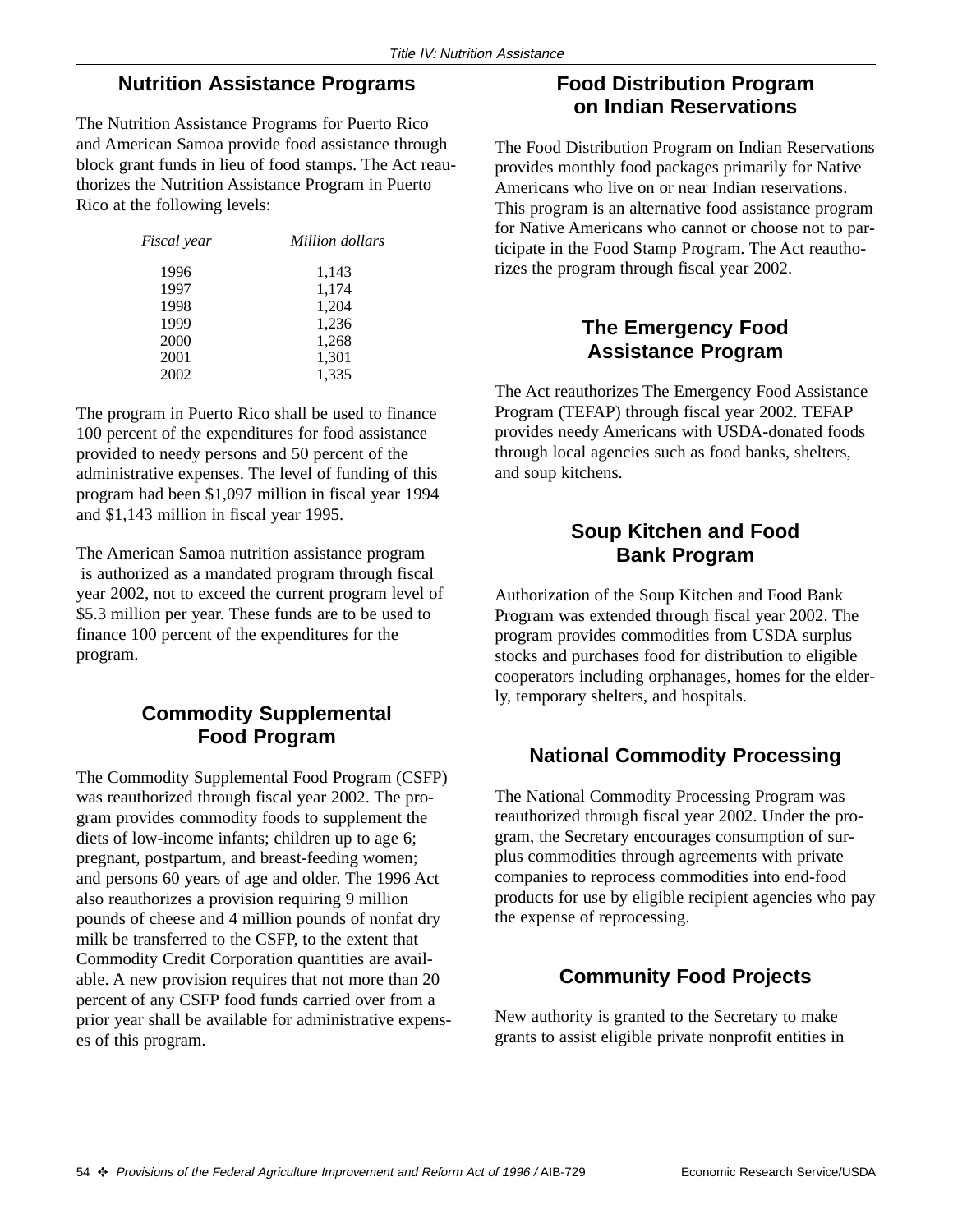## Nutrition Assistance Programs

The Nutrition Assistance Programs for Puerto Rico and American Samoa provide food assistance through block grant funds in lieu of food stamps. The Act reauthorizes the Nutrition Assistance Program in Puerto Rico at the following levels:

| *Fiscal year* | *Million dollars* |
|---|---|
| 1996 | 1,143 |
| 1997 | 1,174 |
| 1998 | 1,204 |
| 1999 | 1,236 |
| 2000 | 1,268 |
| 2001 | 1,301 |
| 2002 | 1,335 |

The program in Puerto Rico shall be used to finance 100 percent of the expenditures for food assistance provided to needy persons and 50 percent of the administrative expenses. The level of funding of this program had been $1,097 million in fiscal year 1994 and $1,143 million in fiscal year 1995.

The American Samoa nutrition assistance program is authorized as a mandated program through fiscal year 2002, not to exceed the current program level of $5.3 million per year. These funds are to be used to finance 100 percent of the expenditures for the program.

## Commodity Supplemental Food Program

The Commodity Supplemental Food Program (CSFP) was reauthorized through fiscal year 2002. The program provides commodity foods to supplement the diets of low-income infants; children up to age 6; pregnant, postpartum, and breast-feeding women; and persons 60 years of age and older. The 1996 Act also reauthorizes a provision requiring 9 million pounds of cheese and 4 million pounds of nonfat dry milk be transferred to the CSFP, to the extent that Commodity Credit Corporation quantities are available. A new provision requires that not more than 20 percent of any CSFP food funds carried over from a prior year shall be available for administrative expenses of this program.

## Food Distribution Program on Indian Reservations

The Food Distribution Program on Indian Reservations provides monthly food packages primarily for Native Americans who live on or near Indian reservations. This program is an alternative food assistance program for Native Americans who cannot or choose not to participate in the Food Stamp Program. The Act reauthorizes the program through fiscal year 2002.

## The Emergency Food Assistance Program

The Act reauthorizes The Emergency Food Assistance Program (TEFAP) through fiscal year 2002. TEFAP provides needy Americans with USDA-donated foods through local agencies such as food banks, shelters, and soup kitchens.

## Soup Kitchen and Food Bank Program

Authorization of the Soup Kitchen and Food Bank Program was extended through fiscal year 2002. The program provides commodities from USDA surplus stocks and purchases food for distribution to eligible cooperators including orphanages, homes for the elderly, temporary shelters, and hospitals.

## National Commodity Processing

The National Commodity Processing Program was reauthorized through fiscal year 2002. Under the program, the Secretary encourages consumption of surplus commodities through agreements with private companies to reprocess commodities into end-food products for use by eligible recipient agencies who pay the expense of reprocessing.

## Community Food Projects

New authority is granted to the Secretary to make grants to assist eligible private nonprofit entities in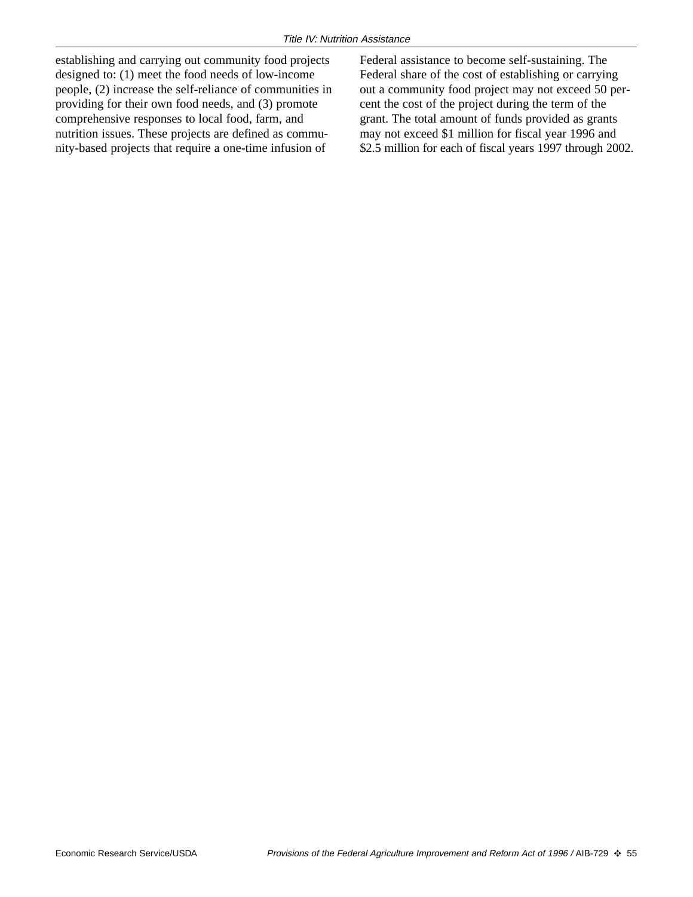establishing and carrying out community food projects designed to: (1) meet the food needs of low-income people, (2) increase the self-reliance of communities in providing for their own food needs, and (3) promote comprehensive responses to local food, farm, and nutrition issues. These projects are defined as community-based projects that require a one-time infusion of Federal assistance to become self-sustaining. The Federal share of the cost of establishing or carrying out a community food project may not exceed 50 percent the cost of the project during the term of the grant. The total amount of funds provided as grants may not exceed $1 million for fiscal year 1996 and $2.5 million for each of fiscal years 1997 through 2002.